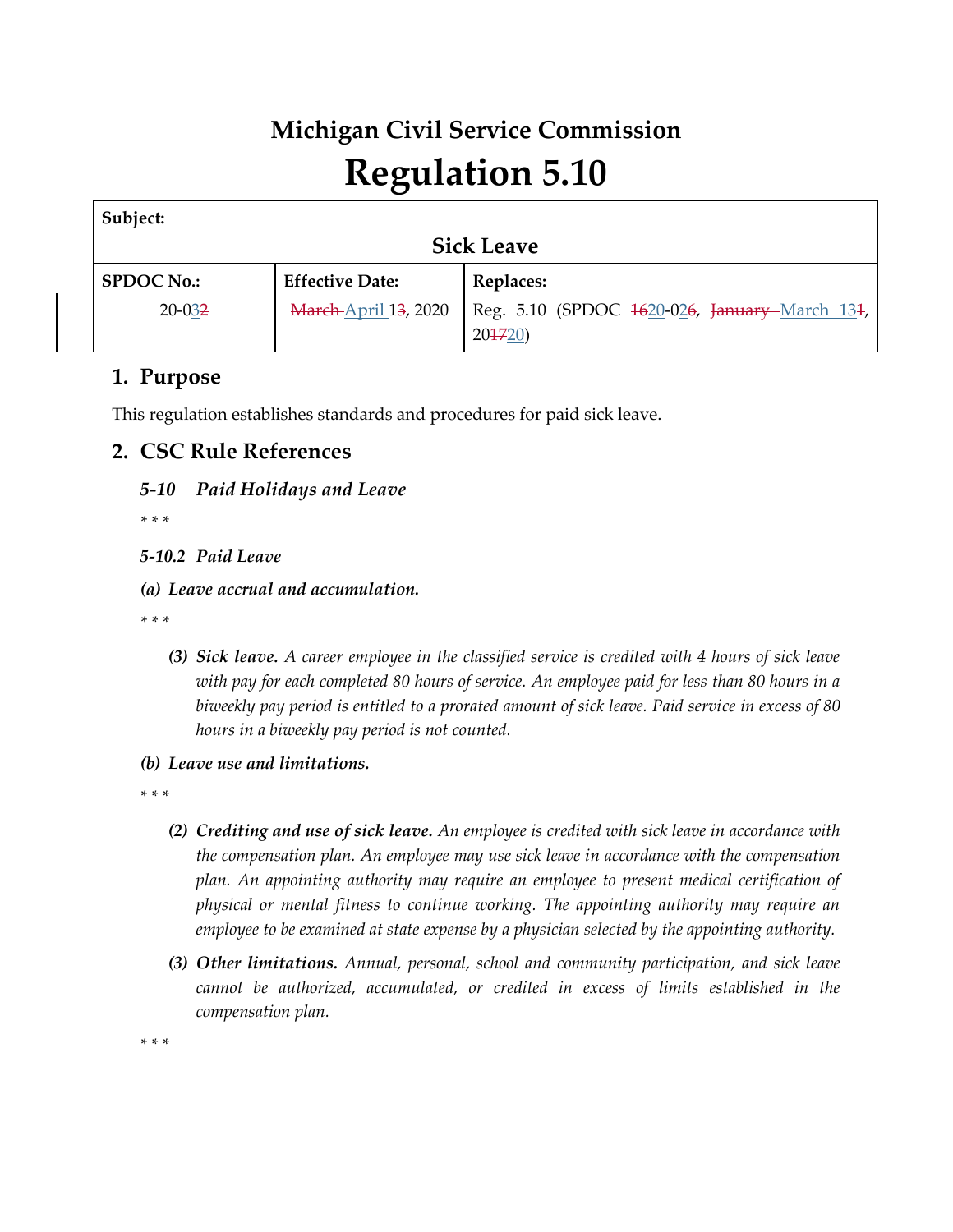# Michigan Civil Service Commission

# Regulation 5.10

| Subject: | | |
|---|---|---|
| **Sick Leave** | | |
| **SPDOC No.:** | **Effective Date:** | **Replaces:** |
| 20-03~~2~~ | ~~March~~ April 1~~3~~, 2020 | Reg. 5.10 (SPDOC ~~16~~20-02~~6~~, ~~January~~ March 13~~1~~, 20~~17~~20) |

## 1. Purpose

This regulation establishes standards and procedures for paid sick leave.

## 2. CSC Rule References

***5-10 Paid Holidays and Leave***

\* \* \*

***5-10.2 Paid Leave***

***(a) Leave accrual and accumulation.***

\* \* \*

> ***(3) Sick leave.*** *A career employee in the classified service is credited with 4 hours of sick leave with pay for each completed 80 hours of service. An employee paid for less than 80 hours in a biweekly pay period is entitled to a prorated amount of sick leave. Paid service in excess of 80 hours in a biweekly pay period is not counted.*

***(b) Leave use and limitations.***

\* \* \*

> ***(2) Crediting and use of sick leave.*** *An employee is credited with sick leave in accordance with the compensation plan. An employee may use sick leave in accordance with the compensation plan. An appointing authority may require an employee to present medical certification of physical or mental fitness to continue working. The appointing authority may require an employee to be examined at state expense by a physician selected by the appointing authority.*

> ***(3) Other limitations.*** *Annual, personal, school and community participation, and sick leave cannot be authorized, accumulated, or credited in excess of limits established in the compensation plan.*

\* \* \*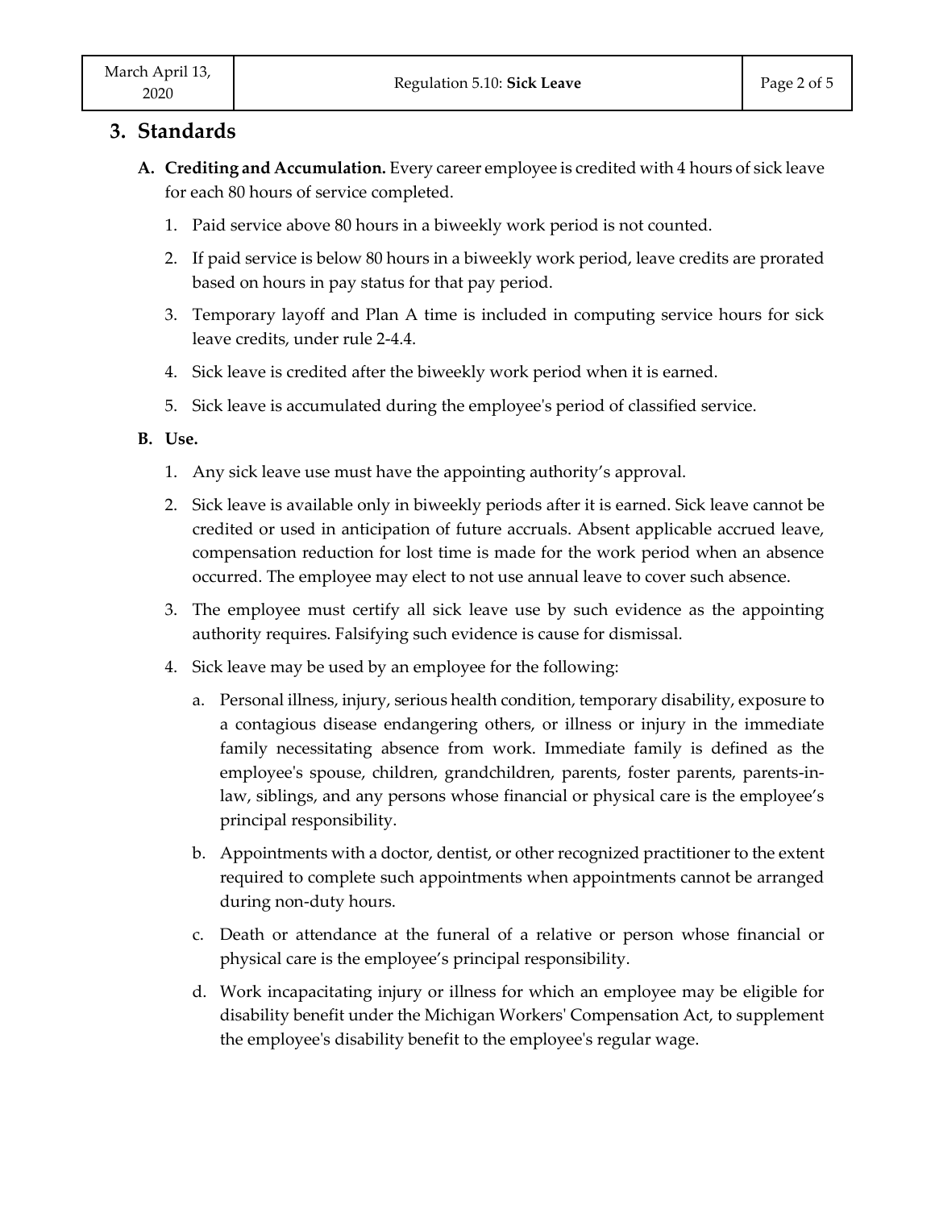## 3. Standards

**A. Crediting and Accumulation.** Every career employee is credited with 4 hours of sick leave for each 80 hours of service completed.

1. Paid service above 80 hours in a biweekly work period is not counted.
2. If paid service is below 80 hours in a biweekly work period, leave credits are prorated based on hours in pay status for that pay period.
3. Temporary layoff and Plan A time is included in computing service hours for sick leave credits, under rule 2-4.4.
4. Sick leave is credited after the biweekly work period when it is earned.
5. Sick leave is accumulated during the employee's period of classified service.

**B. Use.**

1. Any sick leave use must have the appointing authority's approval.
2. Sick leave is available only in biweekly periods after it is earned. Sick leave cannot be credited or used in anticipation of future accruals. Absent applicable accrued leave, compensation reduction for lost time is made for the work period when an absence occurred. The employee may elect to not use annual leave to cover such absence.
3. The employee must certify all sick leave use by such evidence as the appointing authority requires. Falsifying such evidence is cause for dismissal.
4. Sick leave may be used by an employee for the following:
   a. Personal illness, injury, serious health condition, temporary disability, exposure to a contagious disease endangering others, or illness or injury in the immediate family necessitating absence from work. Immediate family is defined as the employee's spouse, children, grandchildren, parents, foster parents, parents-in-law, siblings, and any persons whose financial or physical care is the employee's principal responsibility.
   b. Appointments with a doctor, dentist, or other recognized practitioner to the extent required to complete such appointments when appointments cannot be arranged during non-duty hours.
   c. Death or attendance at the funeral of a relative or person whose financial or physical care is the employee's principal responsibility.
   d. Work incapacitating injury or illness for which an employee may be eligible for disability benefit under the Michigan Workers' Compensation Act, to supplement the employee's disability benefit to the employee's regular wage.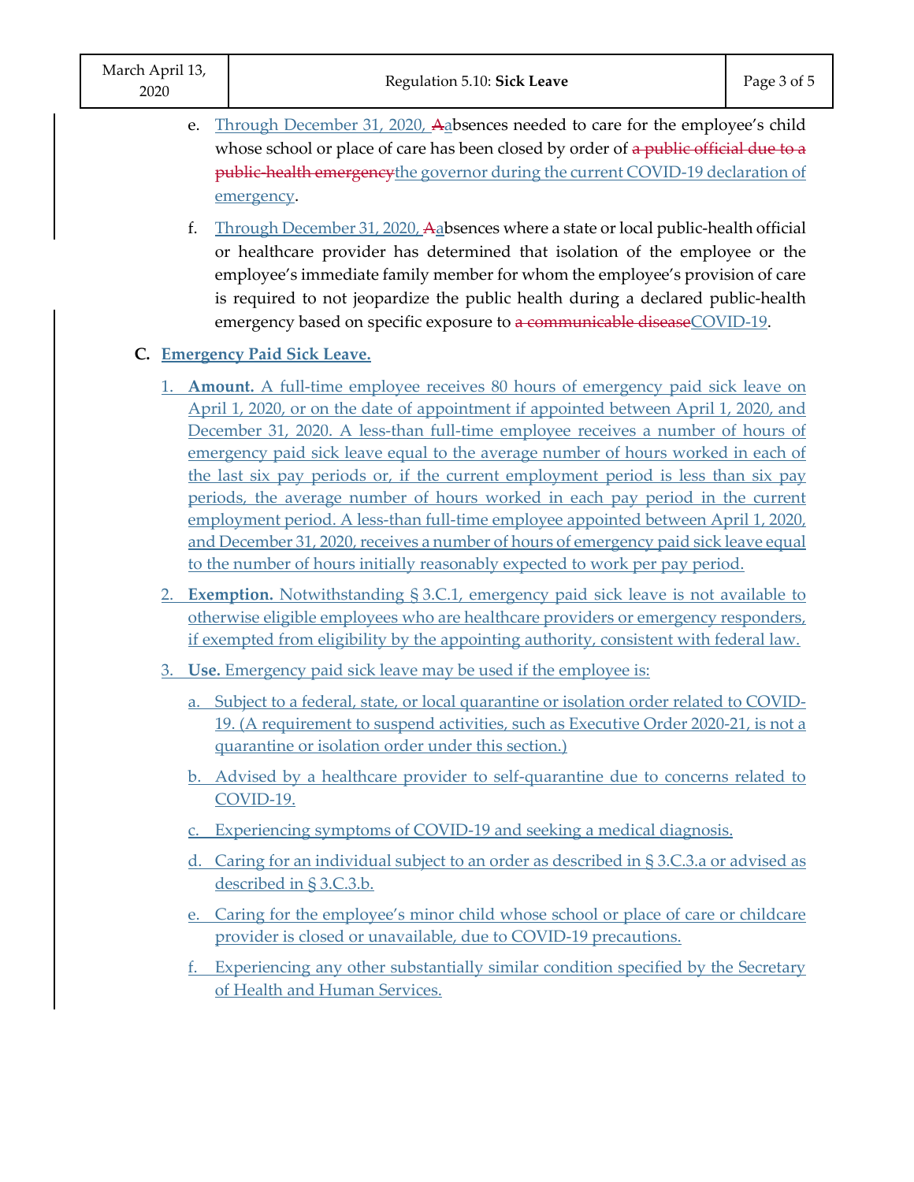e. Through December 31, 2020, ~~A~~absences needed to care for the employee's child whose school or place of care has been closed by order of ~~a public official due to a public-health emergency~~the governor during the current COVID-19 declaration of emergency.

f. Through December 31, 2020, ~~A~~absences where a state or local public-health official or healthcare provider has determined that isolation of the employee or the employee's immediate family member for whom the employee's provision of care is required to not jeopardize the public health during a declared public-health emergency based on specific exposure to ~~a communicable disease~~COVID-19.

**C. Emergency Paid Sick Leave.**

1. **Amount.** A full-time employee receives 80 hours of emergency paid sick leave on April 1, 2020, or on the date of appointment if appointed between April 1, 2020, and December 31, 2020. A less-than full-time employee receives a number of hours of emergency paid sick leave equal to the average number of hours worked in each of the last six pay periods or, if the current employment period is less than six pay periods, the average number of hours worked in each pay period in the current employment period. A less-than full-time employee appointed between April 1, 2020, and December 31, 2020, receives a number of hours of emergency paid sick leave equal to the number of hours initially reasonably expected to work per pay period.

2. **Exemption.** Notwithstanding § 3.C.1, emergency paid sick leave is not available to otherwise eligible employees who are healthcare providers or emergency responders, if exempted from eligibility by the appointing authority, consistent with federal law.

3. **Use.** Emergency paid sick leave may be used if the employee is:

   a. Subject to a federal, state, or local quarantine or isolation order related to COVID-19. (A requirement to suspend activities, such as Executive Order 2020-21, is not a quarantine or isolation order under this section.)

   b. Advised by a healthcare provider to self-quarantine due to concerns related to COVID-19.

   c. Experiencing symptoms of COVID-19 and seeking a medical diagnosis.

   d. Caring for an individual subject to an order as described in § 3.C.3.a or advised as described in § 3.C.3.b.

   e. Caring for the employee's minor child whose school or place of care or childcare provider is closed or unavailable, due to COVID-19 precautions.

   f. Experiencing any other substantially similar condition specified by the Secretary of Health and Human Services.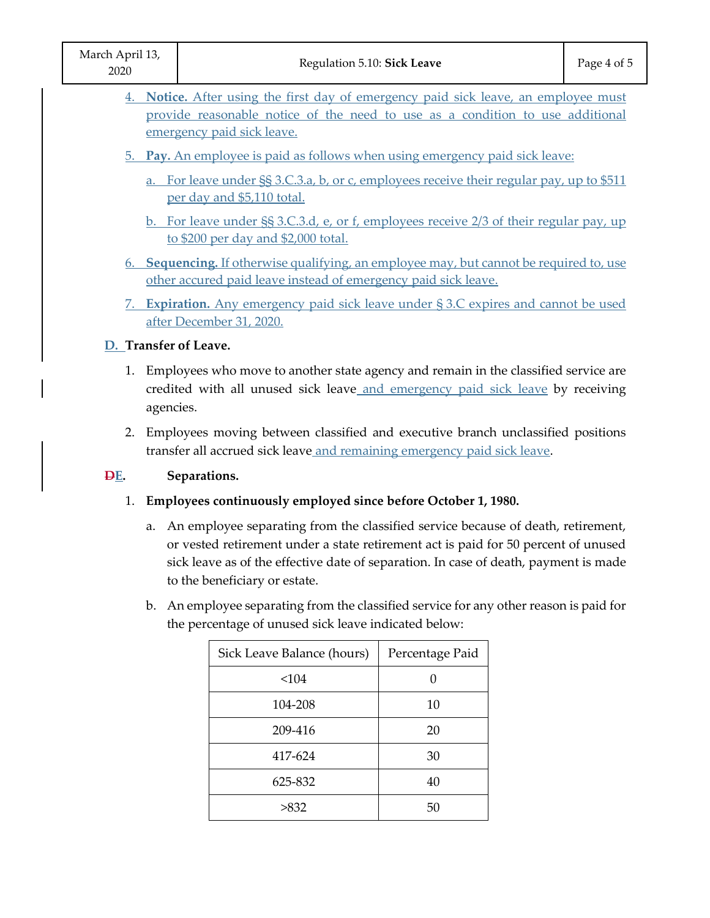4. **Notice.** After using the first day of emergency paid sick leave, an employee must provide reasonable notice of the need to use as a condition to use additional emergency paid sick leave.

5. **Pay.** An employee is paid as follows when using emergency paid sick leave:

   a. For leave under §§ 3.C.3.a, b, or c, employees receive their regular pay, up to $511 per day and $5,110 total.

   b. For leave under §§ 3.C.3.d, e, or f, employees receive 2/3 of their regular pay, up to $200 per day and $2,000 total.

6. **Sequencing.** If otherwise qualifying, an employee may, but cannot be required to, use other accured paid leave instead of emergency paid sick leave.

7. **Expiration.** Any emergency paid sick leave under § 3.C expires and cannot be used after December 31, 2020.

**D. Transfer of Leave.**

1. Employees who move to another state agency and remain in the classified service are credited with all unused sick leave and emergency paid sick leave by receiving agencies.

2. Employees moving between classified and executive branch unclassified positions transfer all accrued sick leave and remaining emergency paid sick leave.

**~~D~~E. Separations.**

1. **Employees continuously employed since before October 1, 1980.**

   a. An employee separating from the classified service because of death, retirement, or vested retirement under a state retirement act is paid for 50 percent of unused sick leave as of the effective date of separation. In case of death, payment is made to the beneficiary or estate.

   b. An employee separating from the classified service for any other reason is paid for the percentage of unused sick leave indicated below:

| Sick Leave Balance (hours) | Percentage Paid |
|---|---|
| <104 | 0 |
| 104-208 | 10 |
| 209-416 | 20 |
| 417-624 | 30 |
| 625-832 | 40 |
| >832 | 50 |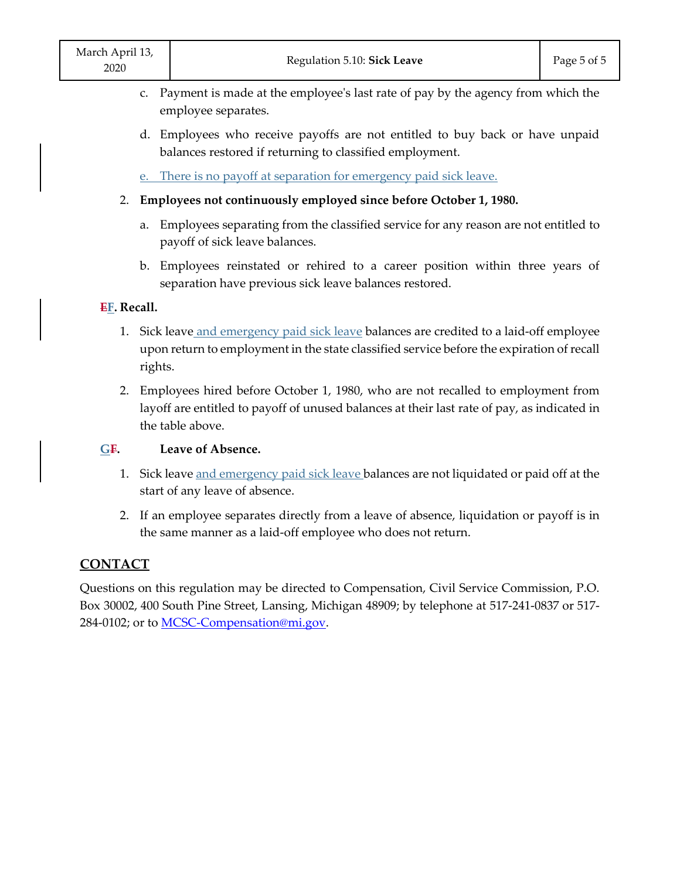c. Payment is made at the employee's last rate of pay by the agency from which the employee separates.

d. Employees who receive payoffs are not entitled to buy back or have unpaid balances restored if returning to classified employment.

e. There is no payoff at separation for emergency paid sick leave.

2. **Employees not continuously employed since before October 1, 1980.**

   a. Employees separating from the classified service for any reason are not entitled to payoff of sick leave balances.

   b. Employees reinstated or rehired to a career position within three years of separation have previous sick leave balances restored.

**EF. Recall.**

1. Sick leave and emergency paid sick leave balances are credited to a laid-off employee upon return to employment in the state classified service before the expiration of recall rights.

2. Employees hired before October 1, 1980, who are not recalled to employment from layoff are entitled to payoff of unused balances at their last rate of pay, as indicated in the table above.

**GF. Leave of Absence.**

1. Sick leave and emergency paid sick leave balances are not liquidated or paid off at the start of any leave of absence.

2. If an employee separates directly from a leave of absence, liquidation or payoff is in the same manner as a laid-off employee who does not return.

## CONTACT

Questions on this regulation may be directed to Compensation, Civil Service Commission, P.O. Box 30002, 400 South Pine Street, Lansing, Michigan 48909; by telephone at 517-241-0837 or 517-284-0102; or to MCSC-Compensation@mi.gov.